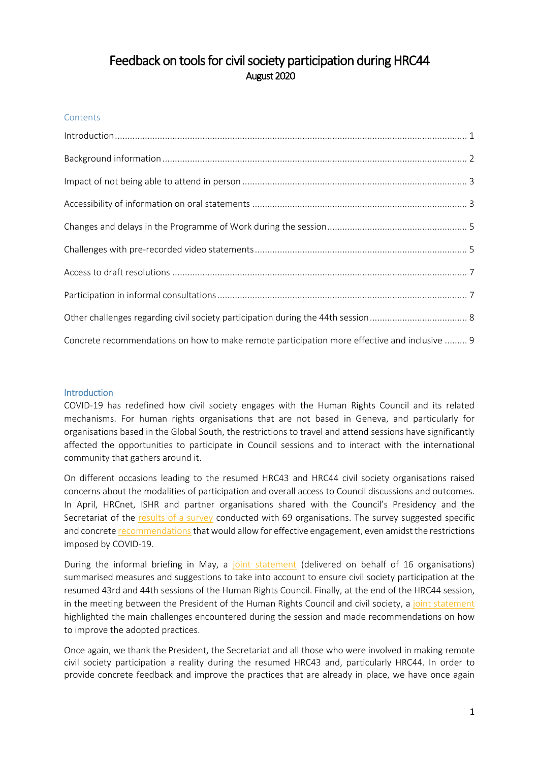# Feedback on tools for civil society participation during HRC44

August 2020

## Contents

- Introduction ... 1
- Background information ... 2
- Impact of not being able to attend in person ... 3
- Accessibility of information on oral statements ... 3
- Changes and delays in the Programme of Work during the session ... 5
- Challenges with pre-recorded video statements ... 5
- Access to draft resolutions ... 7
- Participation in informal consultations ... 7
- Other challenges regarding civil society participation during the 44th session ... 8
- Concrete recommendations on how to make remote participation more effective and inclusive ... 9

## Introduction

COVID-19 has redefined how civil society engages with the Human Rights Council and its related mechanisms. For human rights organisations that are not based in Geneva, and particularly for organisations based in the Global South, the restrictions to travel and attend sessions have significantly affected the opportunities to participate in Council sessions and to interact with the international community that gathers around it.

On different occasions leading to the resumed HRC43 and HRC44 civil society organisations raised concerns about the modalities of participation and overall access to Council discussions and outcomes. In April, HRCnet, ISHR and partner organisations shared with the Council's Presidency and the Secretariat of the results of a survey conducted with 69 organisations. The survey suggested specific and concrete recommendations that would allow for effective engagement, even amidst the restrictions imposed by COVID-19.

During the informal briefing in May, a joint statement (delivered on behalf of 16 organisations) summarised measures and suggestions to take into account to ensure civil society participation at the resumed 43rd and 44th sessions of the Human Rights Council. Finally, at the end of the HRC44 session, in the meeting between the President of the Human Rights Council and civil society, a joint statement highlighted the main challenges encountered during the session and made recommendations on how to improve the adopted practices.

Once again, we thank the President, the Secretariat and all those who were involved in making remote civil society participation a reality during the resumed HRC43 and, particularly HRC44. In order to provide concrete feedback and improve the practices that are already in place, we have once again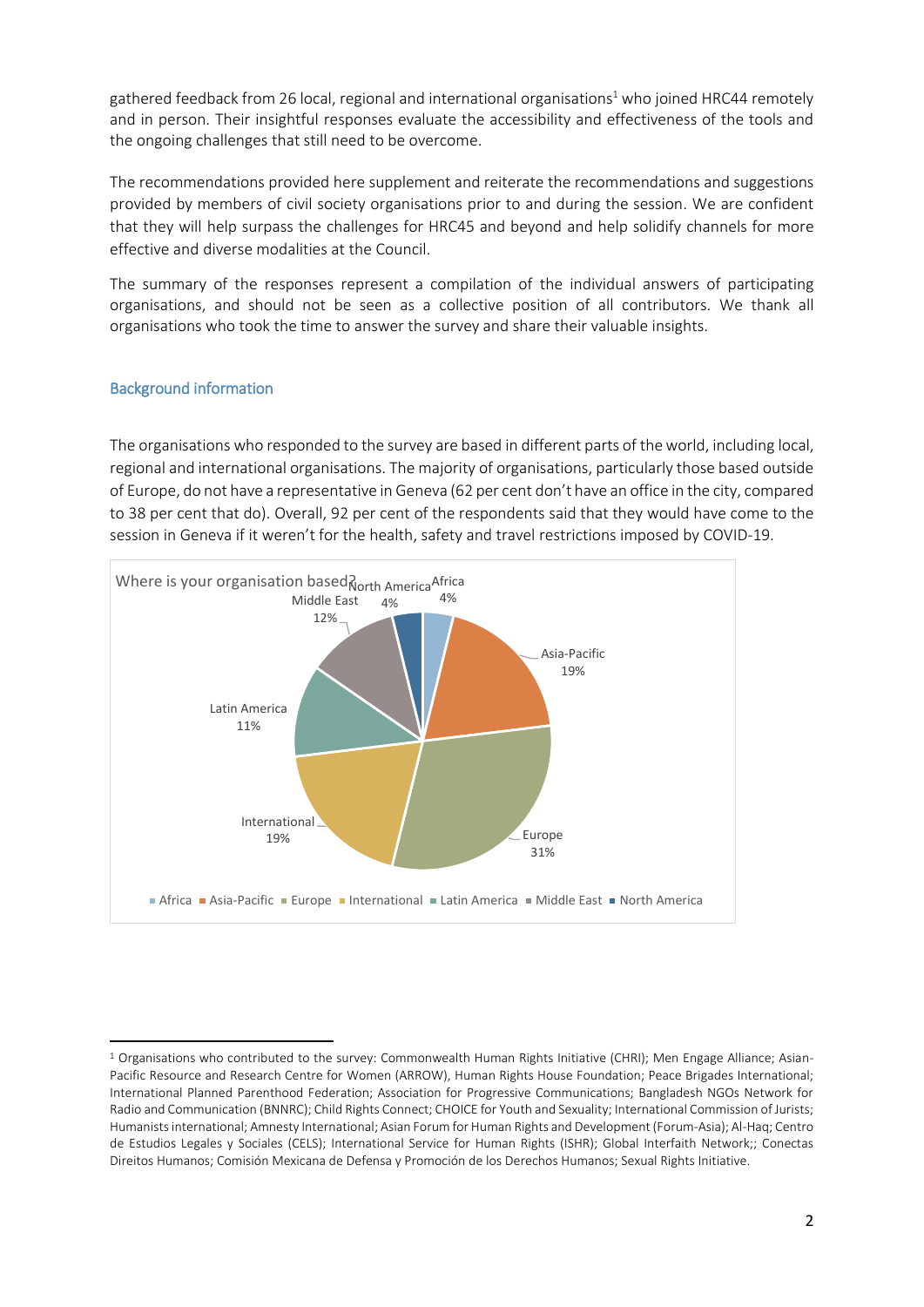gathered feedback from 26 local, regional and international organisations[1] who joined HRC44 remotely and in person. Their insightful responses evaluate the accessibility and effectiveness of the tools and the ongoing challenges that still need to be overcome.

The recommendations provided here supplement and reiterate the recommendations and suggestions provided by members of civil society organisations prior to and during the session. We are confident that they will help surpass the challenges for HRC45 and beyond and help solidify channels for more effective and diverse modalities at the Council.

The summary of the responses represent a compilation of the individual answers of participating organisations, and should not be seen as a collective position of all contributors. We thank all organisations who took the time to answer the survey and share their valuable insights.

## Background information

The organisations who responded to the survey are based in different parts of the world, including local, regional and international organisations. The majority of organisations, particularly those based outside of Europe, do not have a representative in Geneva (62 per cent don't have an office in the city, compared to 38 per cent that do). Overall, 92 per cent of the respondents said that they would have come to the session in Geneva if it weren't for the health, safety and travel restrictions imposed by COVID-19.

Where is your organisation based?

| Region | Share |
| --- | --- |
| Africa | 4% |
| Asia-Pacific | 19% |
| Europe | 31% |
| International | 19% |
| Latin America | 11% |
| Middle East | 12% |
| North America | 4% |

[1] Organisations who contributed to the survey: Commonwealth Human Rights Initiative (CHRI); Men Engage Alliance; Asian-Pacific Resource and Research Centre for Women (ARROW), Human Rights House Foundation; Peace Brigades International; International Planned Parenthood Federation; Association for Progressive Communications; Bangladesh NGOs Network for Radio and Communication (BNNRC); Child Rights Connect; CHOICE for Youth and Sexuality; International Commission of Jurists; Humanists international; Amnesty International; Asian Forum for Human Rights and Development (Forum-Asia); Al-Haq; Centro de Estudios Legales y Sociales (CELS); International Service for Human Rights (ISHR); Global Interfaith Network;; Conectas Direitos Humanos; Comisión Mexicana de Defensa y Promoción de los Derechos Humanos; Sexual Rights Initiative.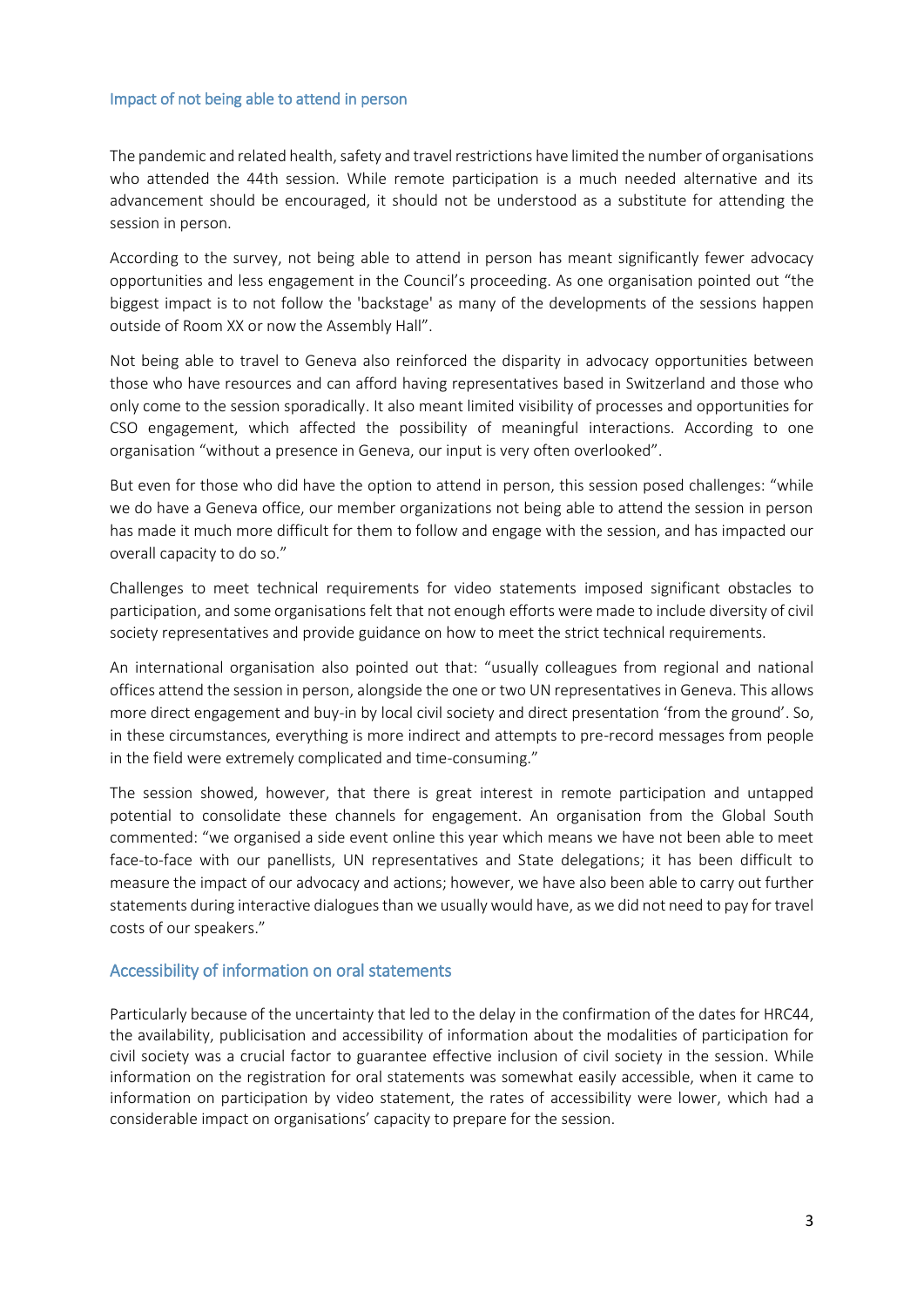## Impact of not being able to attend in person

The pandemic and related health, safety and travel restrictions have limited the number of organisations who attended the 44th session. While remote participation is a much needed alternative and its advancement should be encouraged, it should not be understood as a substitute for attending the session in person.

According to the survey, not being able to attend in person has meant significantly fewer advocacy opportunities and less engagement in the Council's proceeding. As one organisation pointed out "the biggest impact is to not follow the 'backstage' as many of the developments of the sessions happen outside of Room XX or now the Assembly Hall".

Not being able to travel to Geneva also reinforced the disparity in advocacy opportunities between those who have resources and can afford having representatives based in Switzerland and those who only come to the session sporadically. It also meant limited visibility of processes and opportunities for CSO engagement, which affected the possibility of meaningful interactions. According to one organisation "without a presence in Geneva, our input is very often overlooked".

But even for those who did have the option to attend in person, this session posed challenges: "while we do have a Geneva office, our member organizations not being able to attend the session in person has made it much more difficult for them to follow and engage with the session, and has impacted our overall capacity to do so."

Challenges to meet technical requirements for video statements imposed significant obstacles to participation, and some organisations felt that not enough efforts were made to include diversity of civil society representatives and provide guidance on how to meet the strict technical requirements.

An international organisation also pointed out that: "usually colleagues from regional and national offices attend the session in person, alongside the one or two UN representatives in Geneva. This allows more direct engagement and buy-in by local civil society and direct presentation 'from the ground'. So, in these circumstances, everything is more indirect and attempts to pre-record messages from people in the field were extremely complicated and time-consuming."

The session showed, however, that there is great interest in remote participation and untapped potential to consolidate these channels for engagement. An organisation from the Global South commented: "we organised a side event online this year which means we have not been able to meet face-to-face with our panellists, UN representatives and State delegations; it has been difficult to measure the impact of our advocacy and actions; however, we have also been able to carry out further statements during interactive dialogues than we usually would have, as we did not need to pay for travel costs of our speakers."

## Accessibility of information on oral statements

Particularly because of the uncertainty that led to the delay in the confirmation of the dates for HRC44, the availability, publicisation and accessibility of information about the modalities of participation for civil society was a crucial factor to guarantee effective inclusion of civil society in the session. While information on the registration for oral statements was somewhat easily accessible, when it came to information on participation by video statement, the rates of accessibility were lower, which had a considerable impact on organisations' capacity to prepare for the session.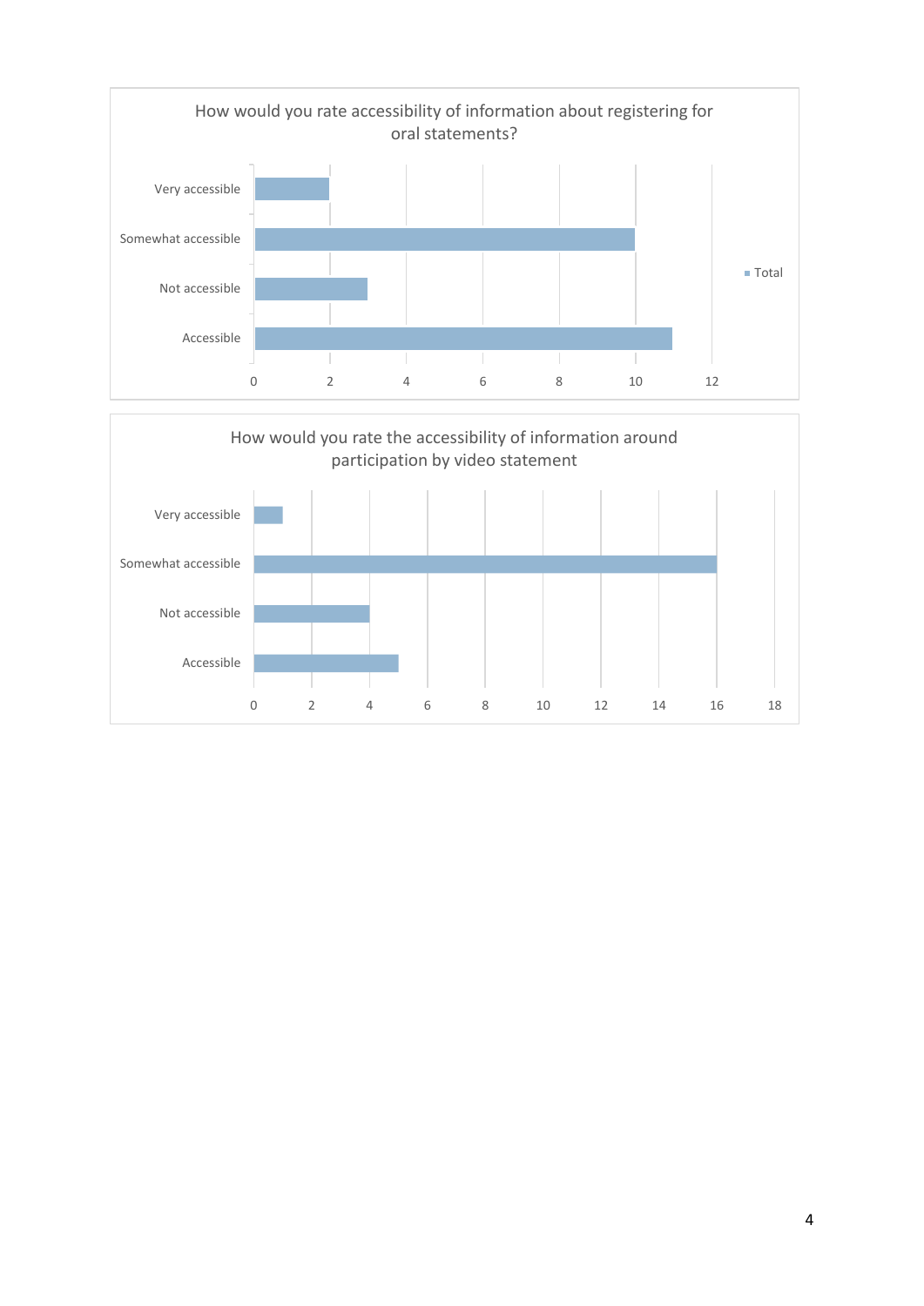How would you rate accessibility of information about registering for oral statements?

| Response | Total |
| --- | --- |
| Very accessible | 2 |
| Somewhat accessible | 10 |
| Not accessible | 3 |
| Accessible | 11 |

How would you rate the accessibility of information around participation by video statement

| Response | Total |
| --- | --- |
| Very accessible | 1 |
| Somewhat accessible | 16 |
| Not accessible | 4 |
| Accessible | 5 |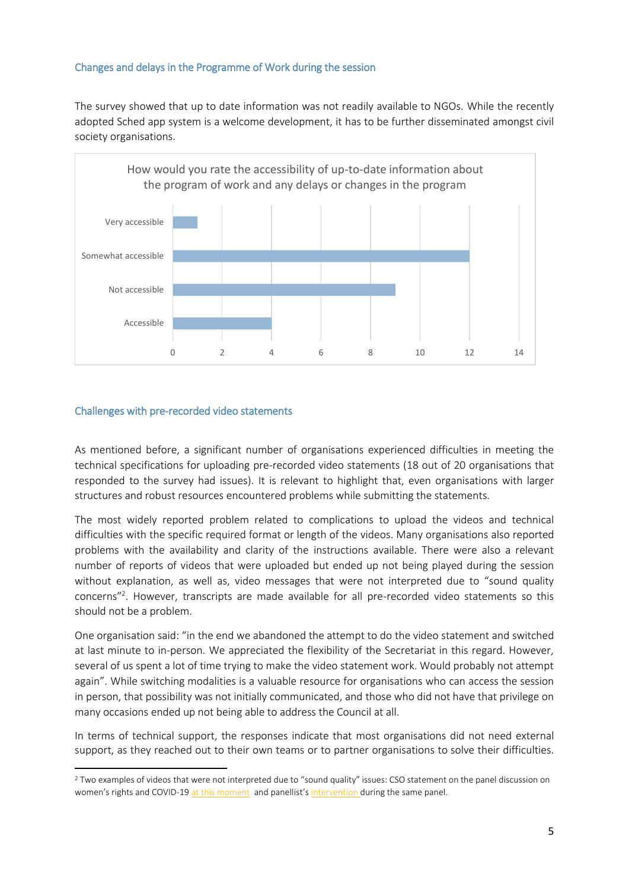### Changes and delays in the Programme of Work during the session

The survey showed that up to date information was not readily available to NGOs. While the recently adopted Sched app system is a welcome development, it has to be further disseminated amongst civil society organisations.

How would you rate the accessibility of up-to-date information about the program of work and any delays or changes in the program

| Response | Count |
|---|---|
| Very accessible | 1 |
| Somewhat accessible | 12 |
| Not accessible | 9 |
| Accessible | 4 |

### Challenges with pre-recorded video statements

As mentioned before, a significant number of organisations experienced difficulties in meeting the technical specifications for uploading pre-recorded video statements (18 out of 20 organisations that responded to the survey had issues). It is relevant to highlight that, even organisations with larger structures and robust resources encountered problems while submitting the statements.

The most widely reported problem related to complications to upload the videos and technical difficulties with the specific required format or length of the videos. Many organisations also reported problems with the availability and clarity of the instructions available. There were also a relevant number of reports of videos that were uploaded but ended up not being played during the session without explanation, as well as, video messages that were not interpreted due to "sound quality concerns"[2]. However, transcripts are made available for all pre-recorded video statements so this should not be a problem.

One organisation said: "in the end we abandoned the attempt to do the video statement and switched at last minute to in-person. We appreciated the flexibility of the Secretariat in this regard. However, several of us spent a lot of time trying to make the video statement work. Would probably not attempt again". While switching modalities is a valuable resource for organisations who can access the session in person, that possibility was not initially communicated, and those who did not have that privilege on many occasions ended up not being able to address the Council at all.

In terms of technical support, the responses indicate that most organisations did not need external support, as they reached out to their own teams or to partner organisations to solve their difficulties.

[2] Two examples of videos that were not interpreted due to "sound quality" issues: CSO statement on the panel discussion on women's rights and COVID-19 at this moment and panellist's intervention during the same panel.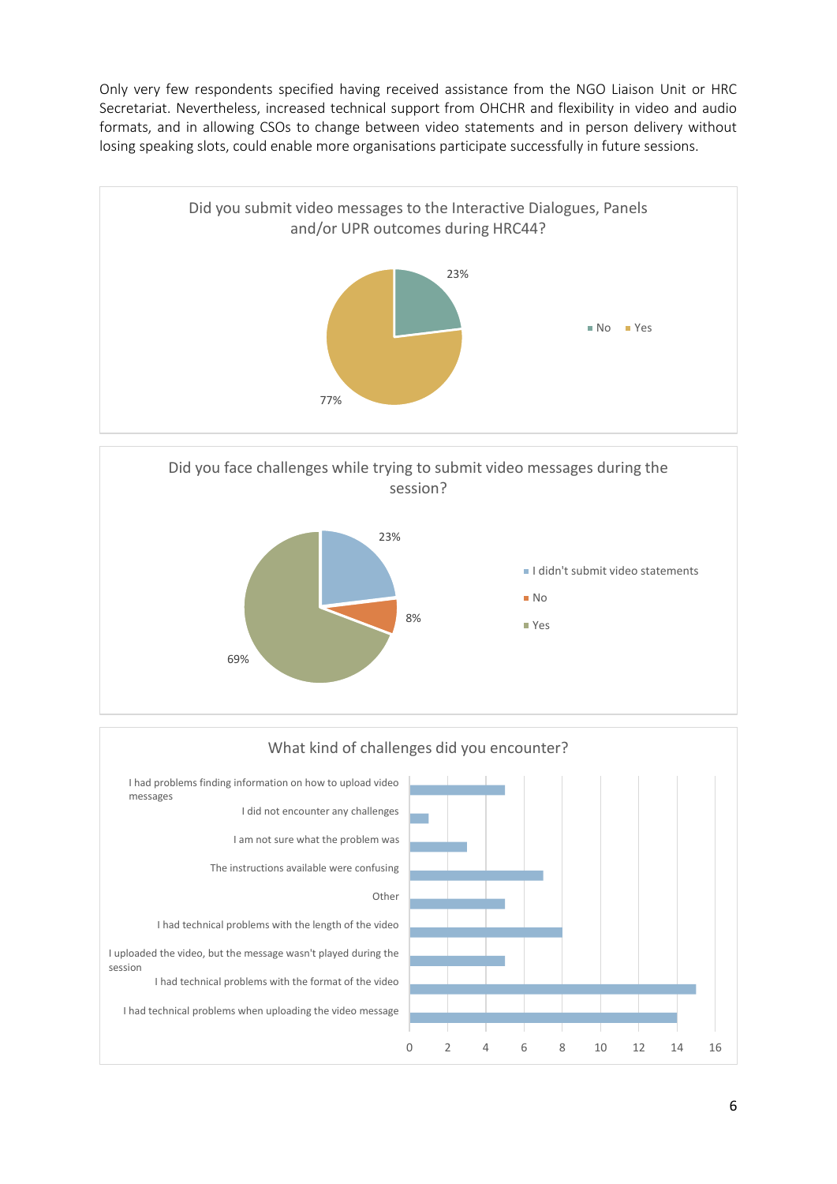Only very few respondents specified having received assistance from the NGO Liaison Unit or HRC Secretariat. Nevertheless, increased technical support from OHCHR and flexibility in video and audio formats, and in allowing CSOs to change between video statements and in person delivery without losing speaking slots, could enable more organisations participate successfully in future sessions.

**Did you submit video messages to the Interactive Dialogues, Panels and/or UPR outcomes during HRC44?**

| Response | Percentage |
|---|---|
| No | 23% |
| Yes | 77% |

**Did you face challenges while trying to submit video messages during the session?**

| Response | Percentage |
|---|---|
| I didn't submit video statements | 23% |
| No | 8% |
| Yes | 69% |

**What kind of challenges did you encounter?**

| Challenge | Count |
|---|---|
| I had problems finding information on how to upload video messages | 5 |
| I did not encounter any challenges | 1 |
| I am not sure what the problem was | 3 |
| The instructions available were confusing | 7 |
| Other | 5 |
| I had technical problems with the length of the video | 8 |
| I uploaded the video, but the message wasn't played during the session | 5 |
| I had technical problems with the format of the video | 15 |
| I had technical problems when uploading the video message | 14 |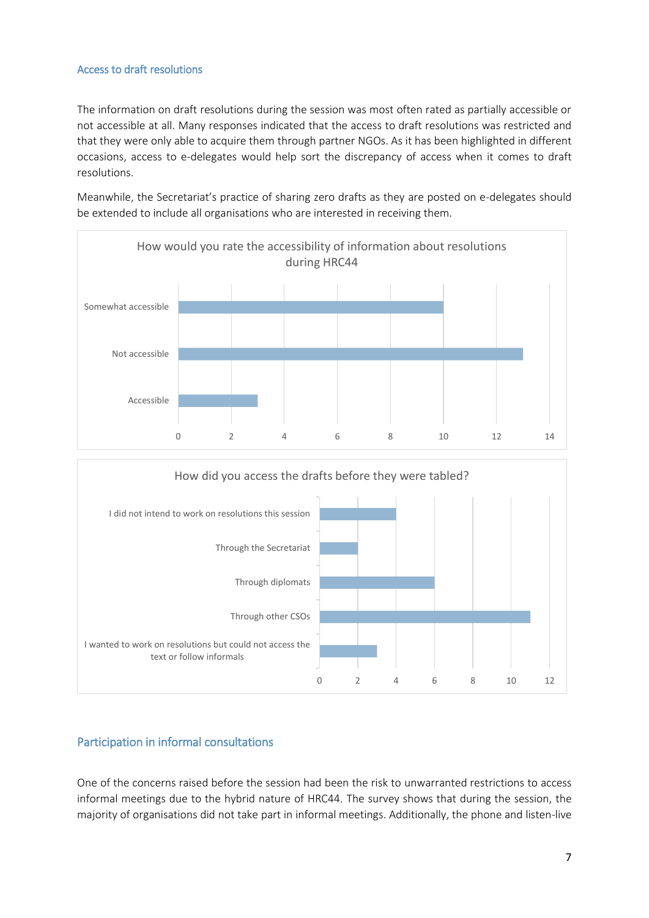### Access to draft resolutions

The information on draft resolutions during the session was most often rated as partially accessible or not accessible at all. Many responses indicated that the access to draft resolutions was restricted and that they were only able to acquire them through partner NGOs. As it has been highlighted in different occasions, access to e-delegates would help sort the discrepancy of access when it comes to draft resolutions.

Meanwhile, the Secretariat's practice of sharing zero drafts as they are posted on e-delegates should be extended to include all organisations who are interested in receiving them.

**How would you rate the accessibility of information about resolutions during HRC44**

| Response | Count |
|---|---|
| Somewhat accessible | 10 |
| Not accessible | 13 |
| Accessible | 3 |

**How did you access the drafts before they were tabled?**

| Response | Count |
|---|---|
| I did not intend to work on resolutions this session | 4 |
| Through the Secretariat | 2 |
| Through diplomats | 6 |
| Through other CSOs | 11 |
| I wanted to work on resolutions but could not access the text or follow informals | 3 |

### Participation in informal consultations

One of the concerns raised before the session had been the risk to unwarranted restrictions to access informal meetings due to the hybrid nature of HRC44. The survey shows that during the session, the majority of organisations did not take part in informal meetings. Additionally, the phone and listen-live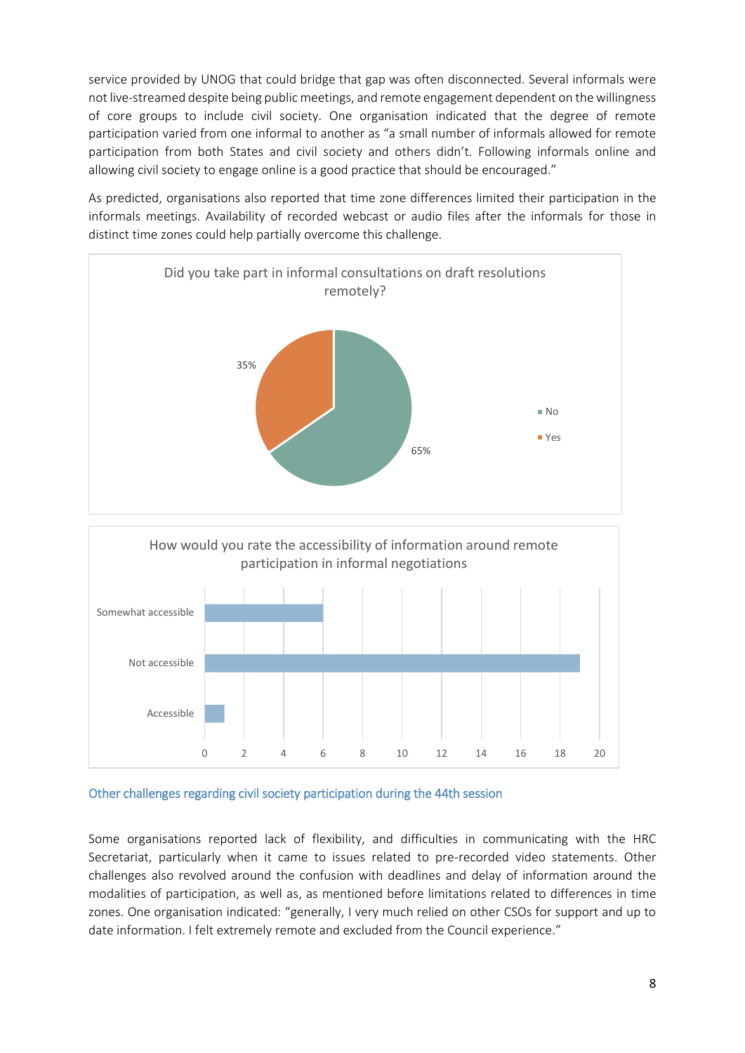service provided by UNOG that could bridge that gap was often disconnected. Several informals were not live-streamed despite being public meetings, and remote engagement dependent on the willingness of core groups to include civil society. One organisation indicated that the degree of remote participation varied from one informal to another as "a small number of informals allowed for remote participation from both States and civil society and others didn't. Following informals online and allowing civil society to engage online is a good practice that should be encouraged."

As predicted, organisations also reported that time zone differences limited their participation in the informals meetings. Availability of recorded webcast or audio files after the informals for those in distinct time zones could help partially overcome this challenge.

Did you take part in informal consultations on draft resolutions remotely?

| Response | Percentage |
|---|---|
| No | 65% |
| Yes | 35% |

How would you rate the accessibility of information around remote participation in informal negotiations

| Rating | Count |
|---|---|
| Somewhat accessible | 6 |
| Not accessible | 19 |
| Accessible | 1 |

### Other challenges regarding civil society participation during the 44th session

Some organisations reported lack of flexibility, and difficulties in communicating with the HRC Secretariat, particularly when it came to issues related to pre-recorded video statements. Other challenges also revolved around the confusion with deadlines and delay of information around the modalities of participation, as well as, as mentioned before limitations related to differences in time zones. One organisation indicated: "generally, I very much relied on other CSOs for support and up to date information. I felt extremely remote and excluded from the Council experience."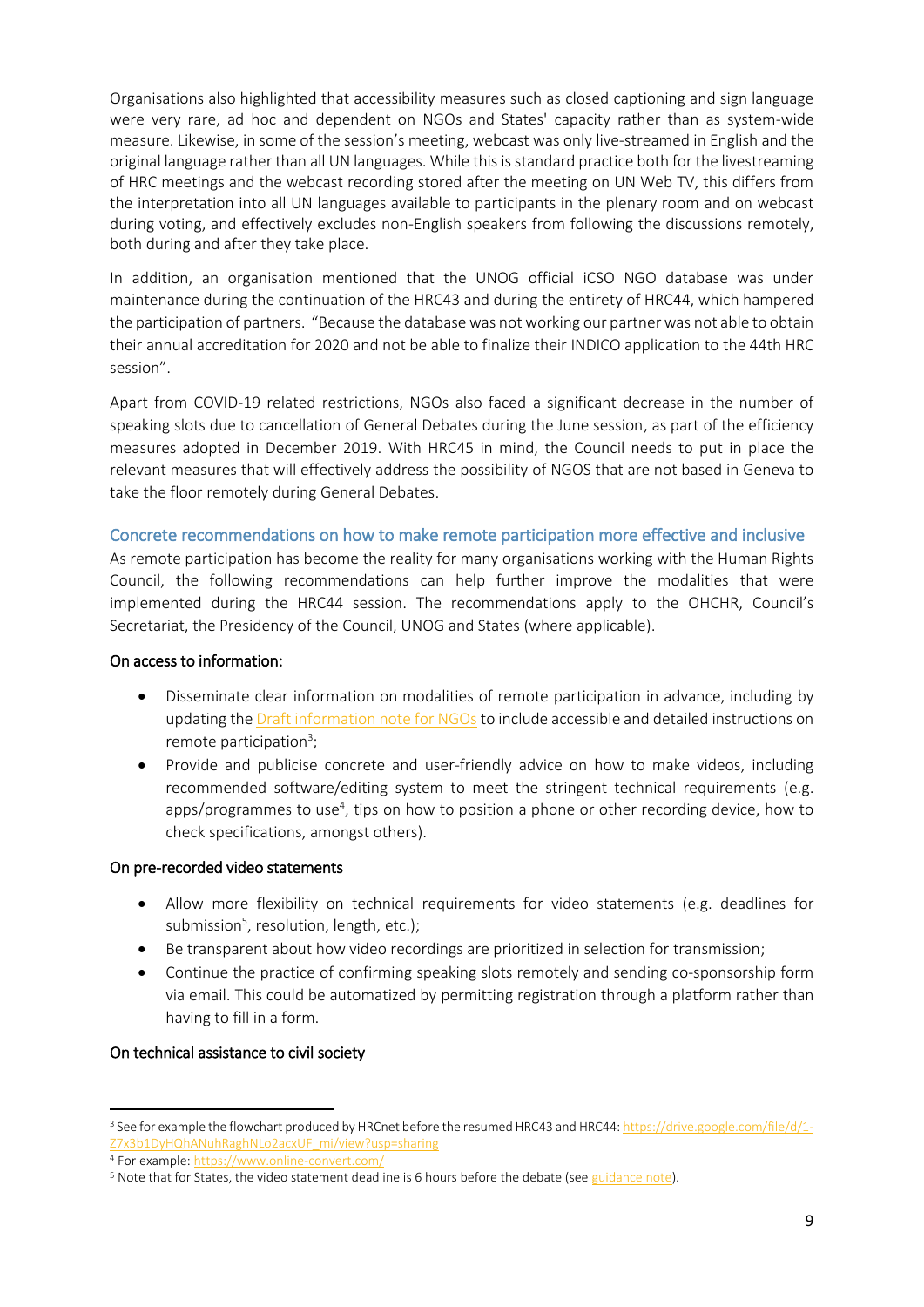Organisations also highlighted that accessibility measures such as closed captioning and sign language were very rare, ad hoc and dependent on NGOs and States' capacity rather than as system-wide measure. Likewise, in some of the session's meeting, webcast was only live-streamed in English and the original language rather than all UN languages. While this is standard practice both for the livestreaming of HRC meetings and the webcast recording stored after the meeting on UN Web TV, this differs from the interpretation into all UN languages available to participants in the plenary room and on webcast during voting, and effectively excludes non-English speakers from following the discussions remotely, both during and after they take place.

In addition, an organisation mentioned that the UNOG official iCSO NGO database was under maintenance during the continuation of the HRC43 and during the entirety of HRC44, which hampered the participation of partners. "Because the database was not working our partner was not able to obtain their annual accreditation for 2020 and not be able to finalize their INDICO application to the 44th HRC session".

Apart from COVID-19 related restrictions, NGOs also faced a significant decrease in the number of speaking slots due to cancellation of General Debates during the June session, as part of the efficiency measures adopted in December 2019. With HRC45 in mind, the Council needs to put in place the relevant measures that will effectively address the possibility of NGOS that are not based in Geneva to take the floor remotely during General Debates.

## Concrete recommendations on how to make remote participation more effective and inclusive

As remote participation has become the reality for many organisations working with the Human Rights Council, the following recommendations can help further improve the modalities that were implemented during the HRC44 session. The recommendations apply to the OHCHR, Council's Secretariat, the Presidency of the Council, UNOG and States (where applicable).

### On access to information:

- Disseminate clear information on modalities of remote participation in advance, including by updating the Draft information note for NGOs to include accessible and detailed instructions on remote participation[3];
- Provide and publicise concrete and user-friendly advice on how to make videos, including recommended software/editing system to meet the stringent technical requirements (e.g. apps/programmes to use[4], tips on how to position a phone or other recording device, how to check specifications, amongst others).

### On pre-recorded video statements

- Allow more flexibility on technical requirements for video statements (e.g. deadlines for submission[5], resolution, length, etc.);
- Be transparent about how video recordings are prioritized in selection for transmission;
- Continue the practice of confirming speaking slots remotely and sending co-sponsorship form via email. This could be automatized by permitting registration through a platform rather than having to fill in a form.

### On technical assistance to civil society

---

[3] See for example the flowchart produced by HRCnet before the resumed HRC43 and HRC44: https://drive.google.com/file/d/1-Z7x3b1DyHQhANuhRaghNLo2acxUF_mi/view?usp=sharing

[4] For example: https://www.online-convert.com/

[5] Note that for States, the video statement deadline is 6 hours before the debate (see guidance note).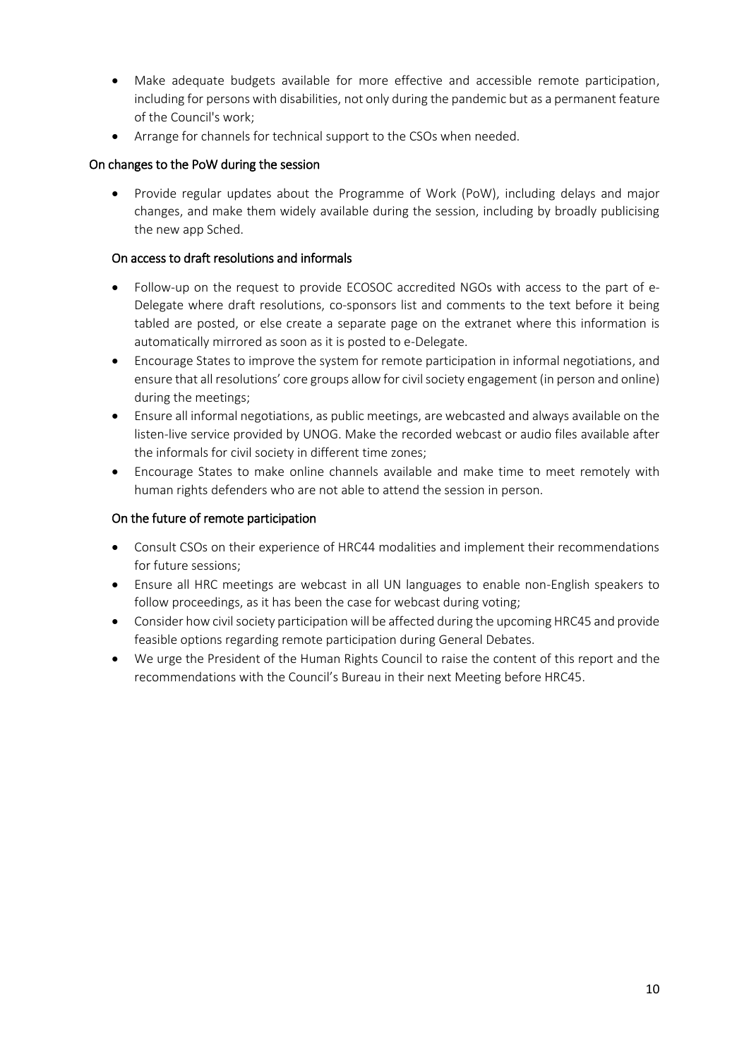- Make adequate budgets available for more effective and accessible remote participation, including for persons with disabilities, not only during the pandemic but as a permanent feature of the Council's work;
- Arrange for channels for technical support to the CSOs when needed.

### On changes to the PoW during the session

- Provide regular updates about the Programme of Work (PoW), including delays and major changes, and make them widely available during the session, including by broadly publicising the new app Sched.

### On access to draft resolutions and informals

- Follow-up on the request to provide ECOSOC accredited NGOs with access to the part of e-Delegate where draft resolutions, co-sponsors list and comments to the text before it being tabled are posted, or else create a separate page on the extranet where this information is automatically mirrored as soon as it is posted to e-Delegate.
- Encourage States to improve the system for remote participation in informal negotiations, and ensure that all resolutions' core groups allow for civil society engagement (in person and online) during the meetings;
- Ensure all informal negotiations, as public meetings, are webcasted and always available on the listen-live service provided by UNOG. Make the recorded webcast or audio files available after the informals for civil society in different time zones;
- Encourage States to make online channels available and make time to meet remotely with human rights defenders who are not able to attend the session in person.

### On the future of remote participation

- Consult CSOs on their experience of HRC44 modalities and implement their recommendations for future sessions;
- Ensure all HRC meetings are webcast in all UN languages to enable non-English speakers to follow proceedings, as it has been the case for webcast during voting;
- Consider how civil society participation will be affected during the upcoming HRC45 and provide feasible options regarding remote participation during General Debates.
- We urge the President of the Human Rights Council to raise the content of this report and the recommendations with the Council's Bureau in their next Meeting before HRC45.